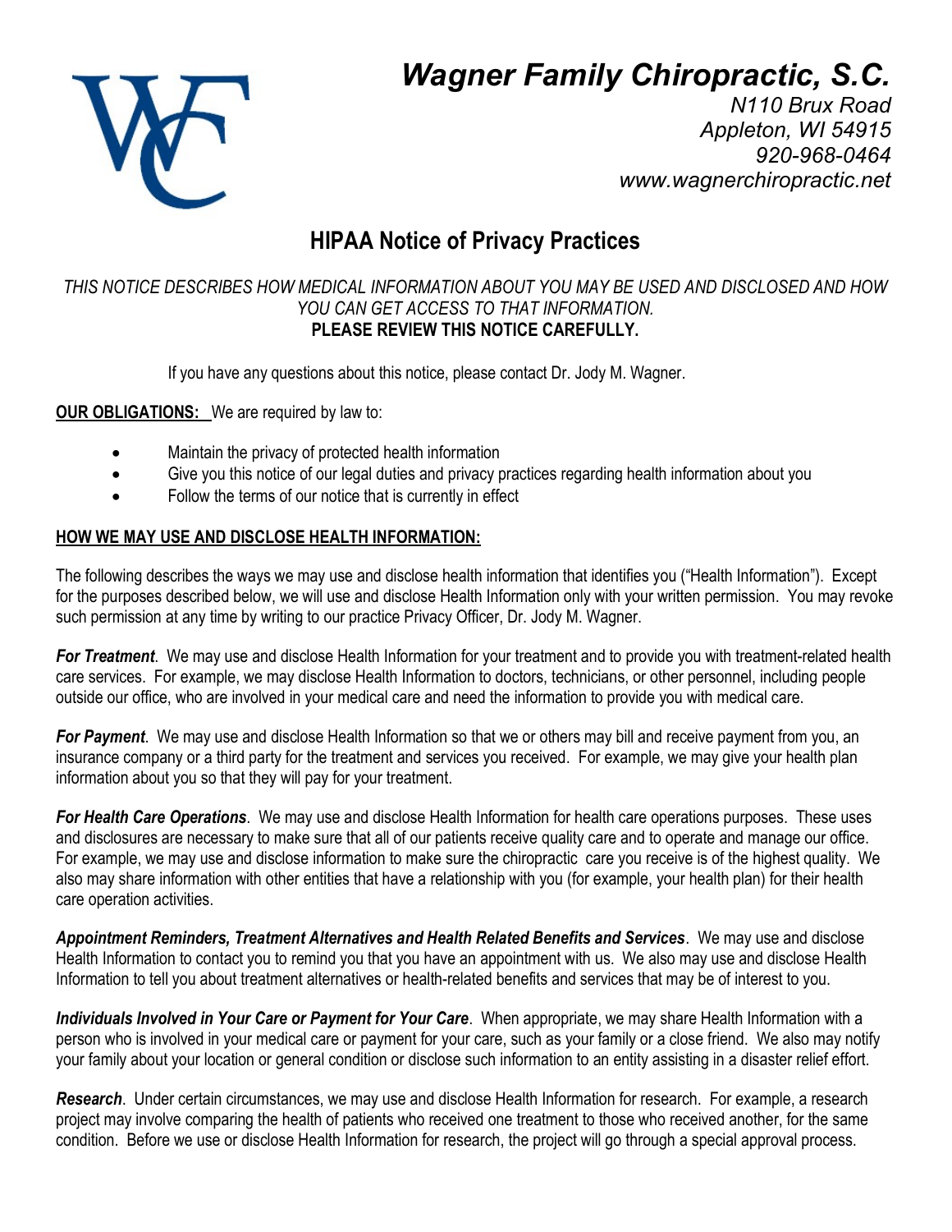# *Wagner Family Chiropractic, S.C.*

*N110 Brux Road*
*Appleton, WI 54915*
*920-968-0464*
*www.wagnerchiropractic.net*

## HIPAA Notice of Privacy Practices

*THIS NOTICE DESCRIBES HOW MEDICAL INFORMATION ABOUT YOU MAY BE USED AND DISCLOSED AND HOW YOU CAN GET ACCESS TO THAT INFORMATION.*
**PLEASE REVIEW THIS NOTICE CAREFULLY.**

If you have any questions about this notice, please contact Dr. Jody M. Wagner.

**OUR OBLIGATIONS:** We are required by law to:

- Maintain the privacy of protected health information
- Give you this notice of our legal duties and privacy practices regarding health information about you
- Follow the terms of our notice that is currently in effect

**HOW WE MAY USE AND DISCLOSE HEALTH INFORMATION:**

The following describes the ways we may use and disclose health information that identifies you ("Health Information"). Except for the purposes described below, we will use and disclose Health Information only with your written permission. You may revoke such permission at any time by writing to our practice Privacy Officer, Dr. Jody M. Wagner.

***For Treatment***. We may use and disclose Health Information for your treatment and to provide you with treatment-related health care services. For example, we may disclose Health Information to doctors, technicians, or other personnel, including people outside our office, who are involved in your medical care and need the information to provide you with medical care.

***For Payment***. We may use and disclose Health Information so that we or others may bill and receive payment from you, an insurance company or a third party for the treatment and services you received. For example, we may give your health plan information about you so that they will pay for your treatment.

***For Health Care Operations***. We may use and disclose Health Information for health care operations purposes. These uses and disclosures are necessary to make sure that all of our patients receive quality care and to operate and manage our office. For example, we may use and disclose information to make sure the chiropractic care you receive is of the highest quality. We also may share information with other entities that have a relationship with you (for example, your health plan) for their health care operation activities.

***Appointment Reminders, Treatment Alternatives and Health Related Benefits and Services***. We may use and disclose Health Information to contact you to remind you that you have an appointment with us. We also may use and disclose Health Information to tell you about treatment alternatives or health-related benefits and services that may be of interest to you.

***Individuals Involved in Your Care or Payment for Your Care***. When appropriate, we may share Health Information with a person who is involved in your medical care or payment for your care, such as your family or a close friend. We also may notify your family about your location or general condition or disclose such information to an entity assisting in a disaster relief effort.

***Research***. Under certain circumstances, we may use and disclose Health Information for research. For example, a research project may involve comparing the health of patients who received one treatment to those who received another, for the same condition. Before we use or disclose Health Information for research, the project will go through a special approval process.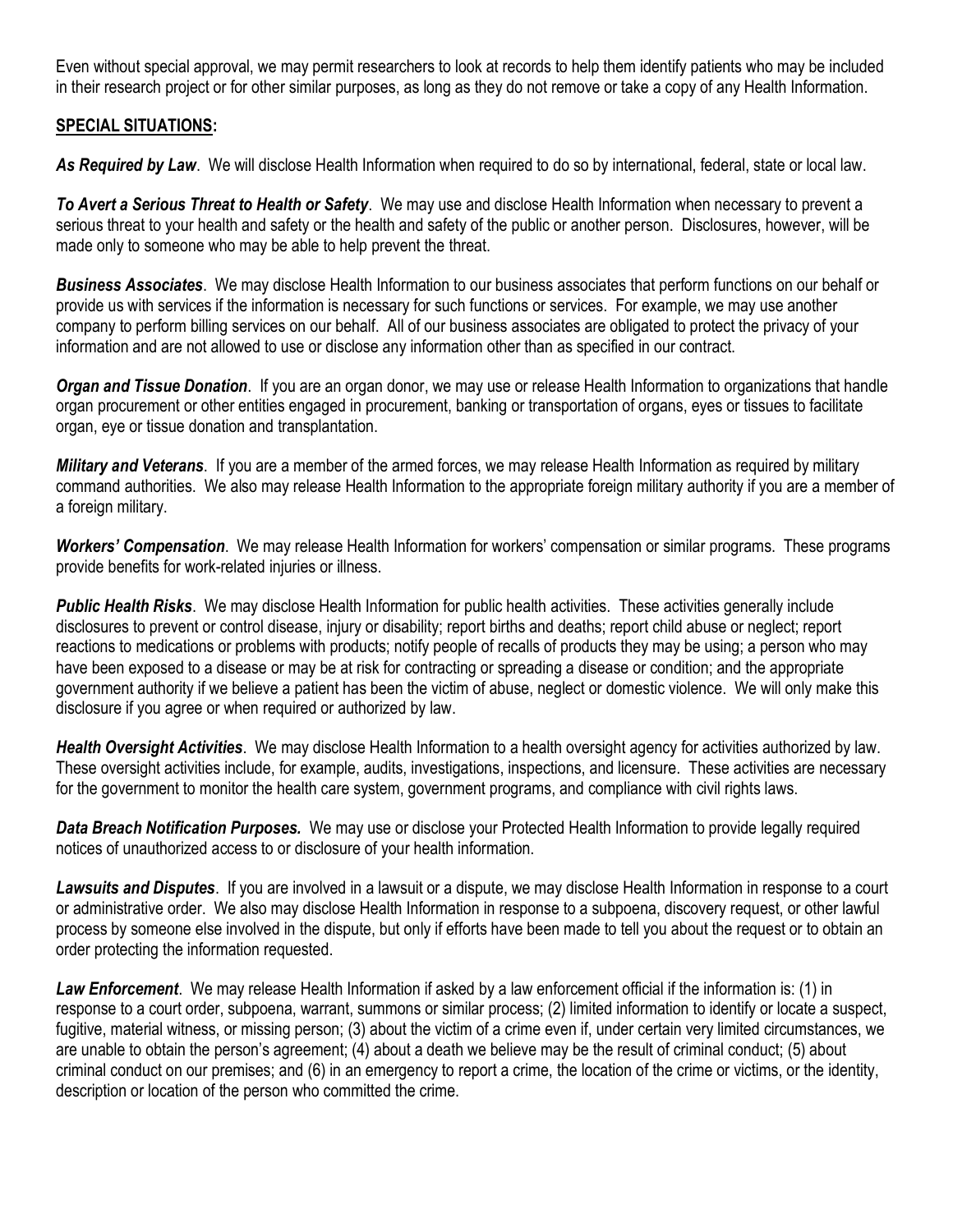Even without special approval, we may permit researchers to look at records to help them identify patients who may be included in their research project or for other similar purposes, as long as they do not remove or take a copy of any Health Information.

## SPECIAL SITUATIONS:

***As Required by Law***. We will disclose Health Information when required to do so by international, federal, state or local law.

***To Avert a Serious Threat to Health or Safety***. We may use and disclose Health Information when necessary to prevent a serious threat to your health and safety or the health and safety of the public or another person. Disclosures, however, will be made only to someone who may be able to help prevent the threat.

***Business Associates***. We may disclose Health Information to our business associates that perform functions on our behalf or provide us with services if the information is necessary for such functions or services. For example, we may use another company to perform billing services on our behalf. All of our business associates are obligated to protect the privacy of your information and are not allowed to use or disclose any information other than as specified in our contract.

***Organ and Tissue Donation***. If you are an organ donor, we may use or release Health Information to organizations that handle organ procurement or other entities engaged in procurement, banking or transportation of organs, eyes or tissues to facilitate organ, eye or tissue donation and transplantation.

***Military and Veterans***. If you are a member of the armed forces, we may release Health Information as required by military command authorities. We also may release Health Information to the appropriate foreign military authority if you are a member of a foreign military.

***Workers' Compensation***. We may release Health Information for workers' compensation or similar programs. These programs provide benefits for work-related injuries or illness.

***Public Health Risks***. We may disclose Health Information for public health activities. These activities generally include disclosures to prevent or control disease, injury or disability; report births and deaths; report child abuse or neglect; report reactions to medications or problems with products; notify people of recalls of products they may be using; a person who may have been exposed to a disease or may be at risk for contracting or spreading a disease or condition; and the appropriate government authority if we believe a patient has been the victim of abuse, neglect or domestic violence. We will only make this disclosure if you agree or when required or authorized by law.

***Health Oversight Activities***. We may disclose Health Information to a health oversight agency for activities authorized by law. These oversight activities include, for example, audits, investigations, inspections, and licensure. These activities are necessary for the government to monitor the health care system, government programs, and compliance with civil rights laws.

***Data Breach Notification Purposes.*** We may use or disclose your Protected Health Information to provide legally required notices of unauthorized access to or disclosure of your health information.

***Lawsuits and Disputes***. If you are involved in a lawsuit or a dispute, we may disclose Health Information in response to a court or administrative order. We also may disclose Health Information in response to a subpoena, discovery request, or other lawful process by someone else involved in the dispute, but only if efforts have been made to tell you about the request or to obtain an order protecting the information requested.

***Law Enforcement***. We may release Health Information if asked by a law enforcement official if the information is: (1) in response to a court order, subpoena, warrant, summons or similar process; (2) limited information to identify or locate a suspect, fugitive, material witness, or missing person; (3) about the victim of a crime even if, under certain very limited circumstances, we are unable to obtain the person's agreement; (4) about a death we believe may be the result of criminal conduct; (5) about criminal conduct on our premises; and (6) in an emergency to report a crime, the location of the crime or victims, or the identity, description or location of the person who committed the crime.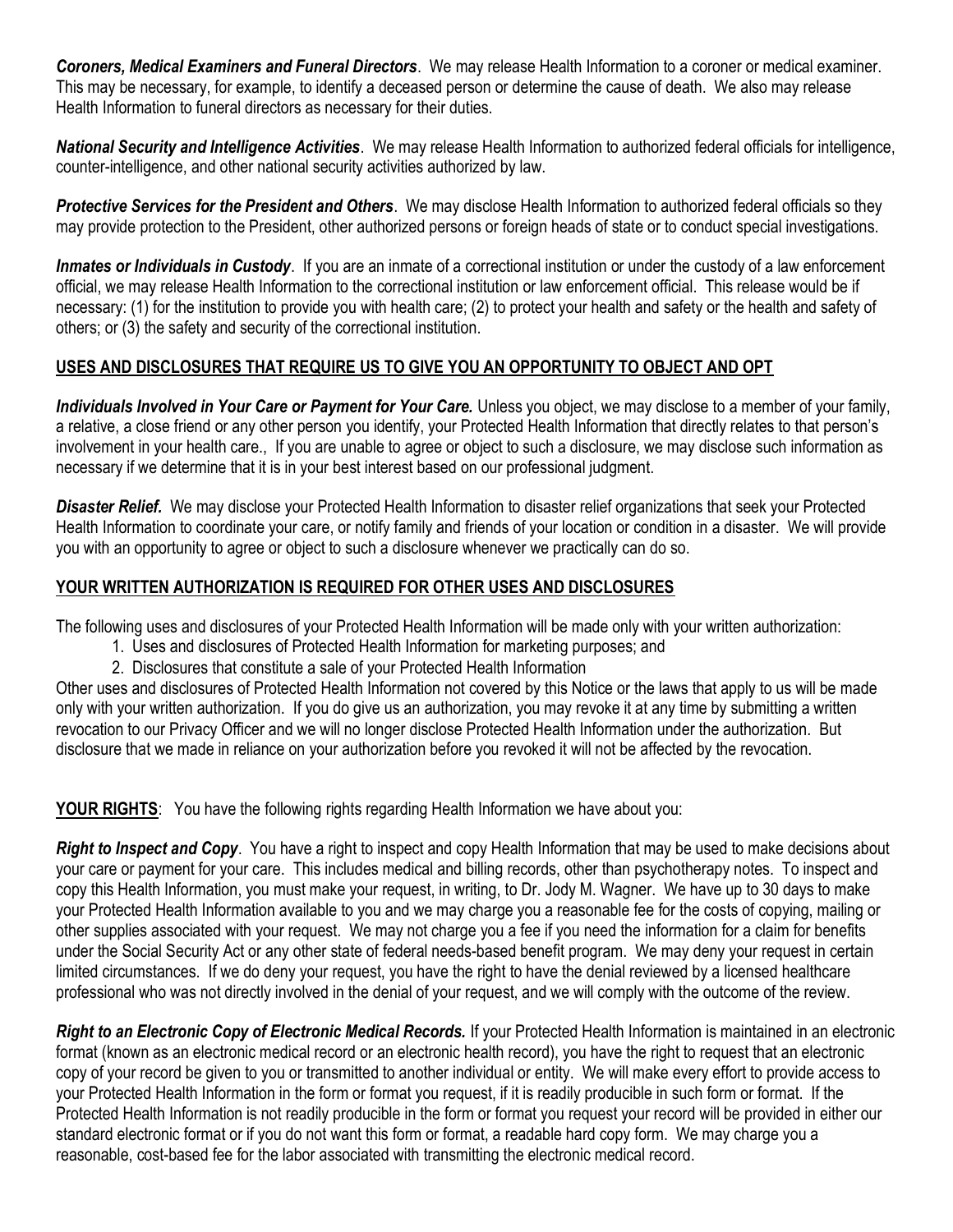***Coroners, Medical Examiners and Funeral Directors***. We may release Health Information to a coroner or medical examiner. This may be necessary, for example, to identify a deceased person or determine the cause of death. We also may release Health Information to funeral directors as necessary for their duties.

***National Security and Intelligence Activities***. We may release Health Information to authorized federal officials for intelligence, counter-intelligence, and other national security activities authorized by law.

***Protective Services for the President and Others***. We may disclose Health Information to authorized federal officials so they may provide protection to the President, other authorized persons or foreign heads of state or to conduct special investigations.

***Inmates or Individuals in Custody***. If you are an inmate of a correctional institution or under the custody of a law enforcement official, we may release Health Information to the correctional institution or law enforcement official. This release would be if necessary: (1) for the institution to provide you with health care; (2) to protect your health and safety or the health and safety of others; or (3) the safety and security of the correctional institution.

**USES AND DISCLOSURES THAT REQUIRE US TO GIVE YOU AN OPPORTUNITY TO OBJECT AND OPT**

***Individuals Involved in Your Care or Payment for Your Care.*** Unless you object, we may disclose to a member of your family, a relative, a close friend or any other person you identify, your Protected Health Information that directly relates to that person's involvement in your health care., If you are unable to agree or object to such a disclosure, we may disclose such information as necessary if we determine that it is in your best interest based on our professional judgment.

***Disaster Relief.*** We may disclose your Protected Health Information to disaster relief organizations that seek your Protected Health Information to coordinate your care, or notify family and friends of your location or condition in a disaster. We will provide you with an opportunity to agree or object to such a disclosure whenever we practically can do so.

**YOUR WRITTEN AUTHORIZATION IS REQUIRED FOR OTHER USES AND DISCLOSURES**

The following uses and disclosures of your Protected Health Information will be made only with your written authorization:

1. Uses and disclosures of Protected Health Information for marketing purposes; and
2. Disclosures that constitute a sale of your Protected Health Information

Other uses and disclosures of Protected Health Information not covered by this Notice or the laws that apply to us will be made only with your written authorization. If you do give us an authorization, you may revoke it at any time by submitting a written revocation to our Privacy Officer and we will no longer disclose Protected Health Information under the authorization. But disclosure that we made in reliance on your authorization before you revoked it will not be affected by the revocation.

**YOUR RIGHTS**: You have the following rights regarding Health Information we have about you:

***Right to Inspect and Copy***. You have a right to inspect and copy Health Information that may be used to make decisions about your care or payment for your care. This includes medical and billing records, other than psychotherapy notes. To inspect and copy this Health Information, you must make your request, in writing, to Dr. Jody M. Wagner. We have up to 30 days to make your Protected Health Information available to you and we may charge you a reasonable fee for the costs of copying, mailing or other supplies associated with your request. We may not charge you a fee if you need the information for a claim for benefits under the Social Security Act or any other state of federal needs-based benefit program. We may deny your request in certain limited circumstances. If we do deny your request, you have the right to have the denial reviewed by a licensed healthcare professional who was not directly involved in the denial of your request, and we will comply with the outcome of the review.

***Right to an Electronic Copy of Electronic Medical Records.*** If your Protected Health Information is maintained in an electronic format (known as an electronic medical record or an electronic health record), you have the right to request that an electronic copy of your record be given to you or transmitted to another individual or entity. We will make every effort to provide access to your Protected Health Information in the form or format you request, if it is readily producible in such form or format. If the Protected Health Information is not readily producible in the form or format you request your record will be provided in either our standard electronic format or if you do not want this form or format, a readable hard copy form. We may charge you a reasonable, cost-based fee for the labor associated with transmitting the electronic medical record.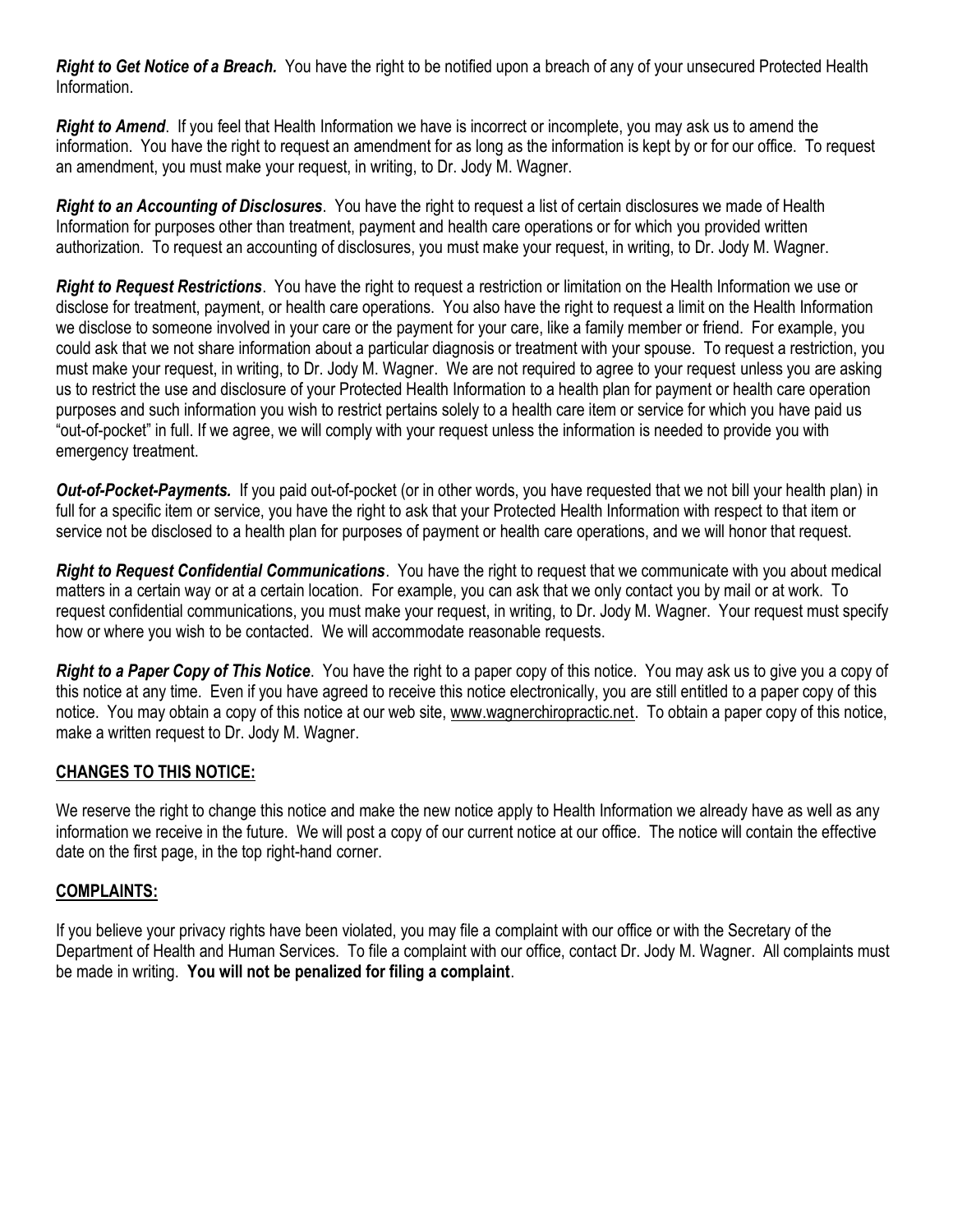***Right to Get Notice of a Breach.*** You have the right to be notified upon a breach of any of your unsecured Protected Health Information.

***Right to Amend***. If you feel that Health Information we have is incorrect or incomplete, you may ask us to amend the information. You have the right to request an amendment for as long as the information is kept by or for our office. To request an amendment, you must make your request, in writing, to Dr. Jody M. Wagner.

***Right to an Accounting of Disclosures***. You have the right to request a list of certain disclosures we made of Health Information for purposes other than treatment, payment and health care operations or for which you provided written authorization. To request an accounting of disclosures, you must make your request, in writing, to Dr. Jody M. Wagner.

***Right to Request Restrictions***. You have the right to request a restriction or limitation on the Health Information we use or disclose for treatment, payment, or health care operations. You also have the right to request a limit on the Health Information we disclose to someone involved in your care or the payment for your care, like a family member or friend. For example, you could ask that we not share information about a particular diagnosis or treatment with your spouse. To request a restriction, you must make your request, in writing, to Dr. Jody M. Wagner. We are not required to agree to your request unless you are asking us to restrict the use and disclosure of your Protected Health Information to a health plan for payment or health care operation purposes and such information you wish to restrict pertains solely to a health care item or service for which you have paid us "out-of-pocket" in full. If we agree, we will comply with your request unless the information is needed to provide you with emergency treatment.

***Out-of-Pocket-Payments.*** If you paid out-of-pocket (or in other words, you have requested that we not bill your health plan) in full for a specific item or service, you have the right to ask that your Protected Health Information with respect to that item or service not be disclosed to a health plan for purposes of payment or health care operations, and we will honor that request.

***Right to Request Confidential Communications***. You have the right to request that we communicate with you about medical matters in a certain way or at a certain location. For example, you can ask that we only contact you by mail or at work. To request confidential communications, you must make your request, in writing, to Dr. Jody M. Wagner. Your request must specify how or where you wish to be contacted. We will accommodate reasonable requests.

***Right to a Paper Copy of This Notice***. You have the right to a paper copy of this notice. You may ask us to give you a copy of this notice at any time. Even if you have agreed to receive this notice electronically, you are still entitled to a paper copy of this notice. You may obtain a copy of this notice at our web site, www.wagnerchiropractic.net. To obtain a paper copy of this notice, make a written request to Dr. Jody M. Wagner.

## CHANGES TO THIS NOTICE:

We reserve the right to change this notice and make the new notice apply to Health Information we already have as well as any information we receive in the future. We will post a copy of our current notice at our office. The notice will contain the effective date on the first page, in the top right-hand corner.

## COMPLAINTS:

If you believe your privacy rights have been violated, you may file a complaint with our office or with the Secretary of the Department of Health and Human Services. To file a complaint with our office, contact Dr. Jody M. Wagner. All complaints must be made in writing. **You will not be penalized for filing a complaint**.